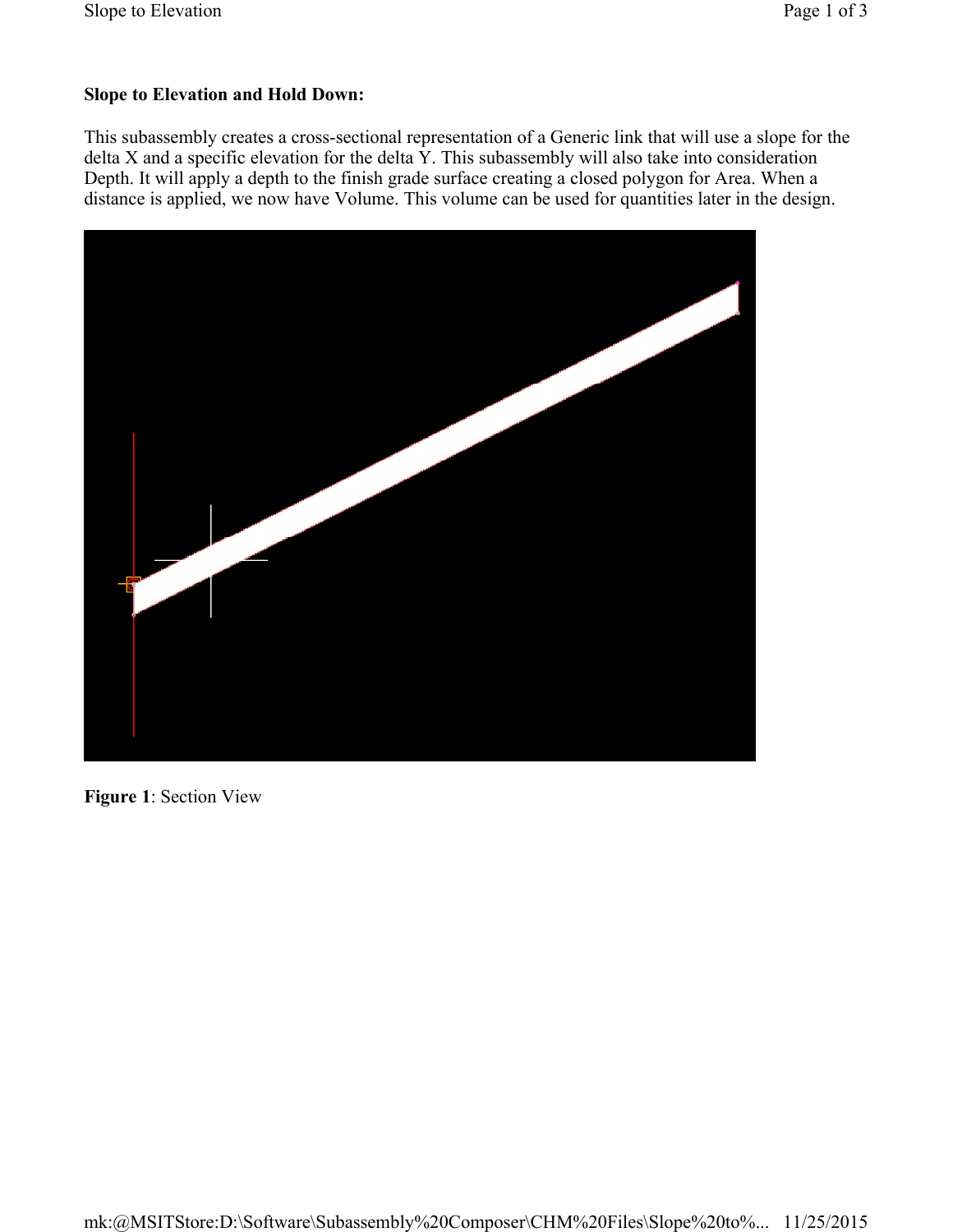**Slope to Elevation and Hold Down:**

This subassembly creates a cross-sectional representation of a Generic link that will use a slope for the delta X and a specific elevation for the delta Y. This subassembly will also take into consideration Depth. It will apply a depth to the finish grade surface creating a closed polygon for Area. When a distance is applied, we now have Volume. This volume can be used for quantities later in the design.

**Figure 1**: Section View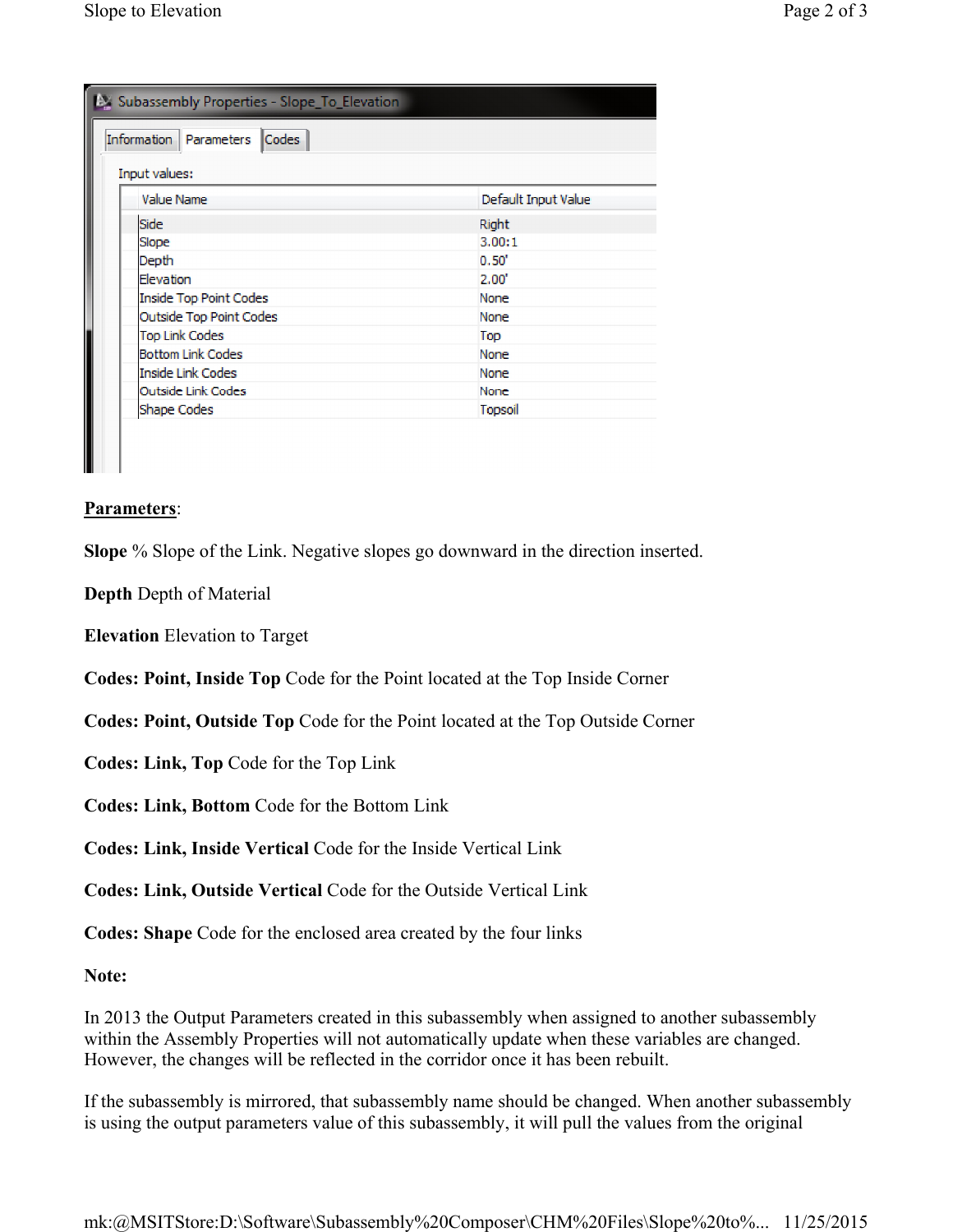Subassembly Properties - Slope_To_Elevation

Information | Parameters | Codes

Input values:

| Value Name | Default Input Value |
| --- | --- |
| Side | Right |
| Slope | 3.00:1 |
| Depth | 0.50' |
| Elevation | 2.00' |
| Inside Top Point Codes | None |
| Outside Top Point Codes | None |
| Top Link Codes | Top |
| Bottom Link Codes | None |
| Inside Link Codes | None |
| Outside Link Codes | None |
| Shape Codes | Topsoil |

**Parameters**:

**Slope** % Slope of the Link. Negative slopes go downward in the direction inserted.

**Depth** Depth of Material

**Elevation** Elevation to Target

**Codes: Point, Inside Top** Code for the Point located at the Top Inside Corner

**Codes: Point, Outside Top** Code for the Point located at the Top Outside Corner

**Codes: Link, Top** Code for the Top Link

**Codes: Link, Bottom** Code for the Bottom Link

**Codes: Link, Inside Vertical** Code for the Inside Vertical Link

**Codes: Link, Outside Vertical** Code for the Outside Vertical Link

**Codes: Shape** Code for the enclosed area created by the four links

**Note:**

In 2013 the Output Parameters created in this subassembly when assigned to another subassembly within the Assembly Properties will not automatically update when these variables are changed. However, the changes will be reflected in the corridor once it has been rebuilt.

If the subassembly is mirrored, that subassembly name should be changed. When another subassembly is using the output parameters value of this subassembly, it will pull the values from the original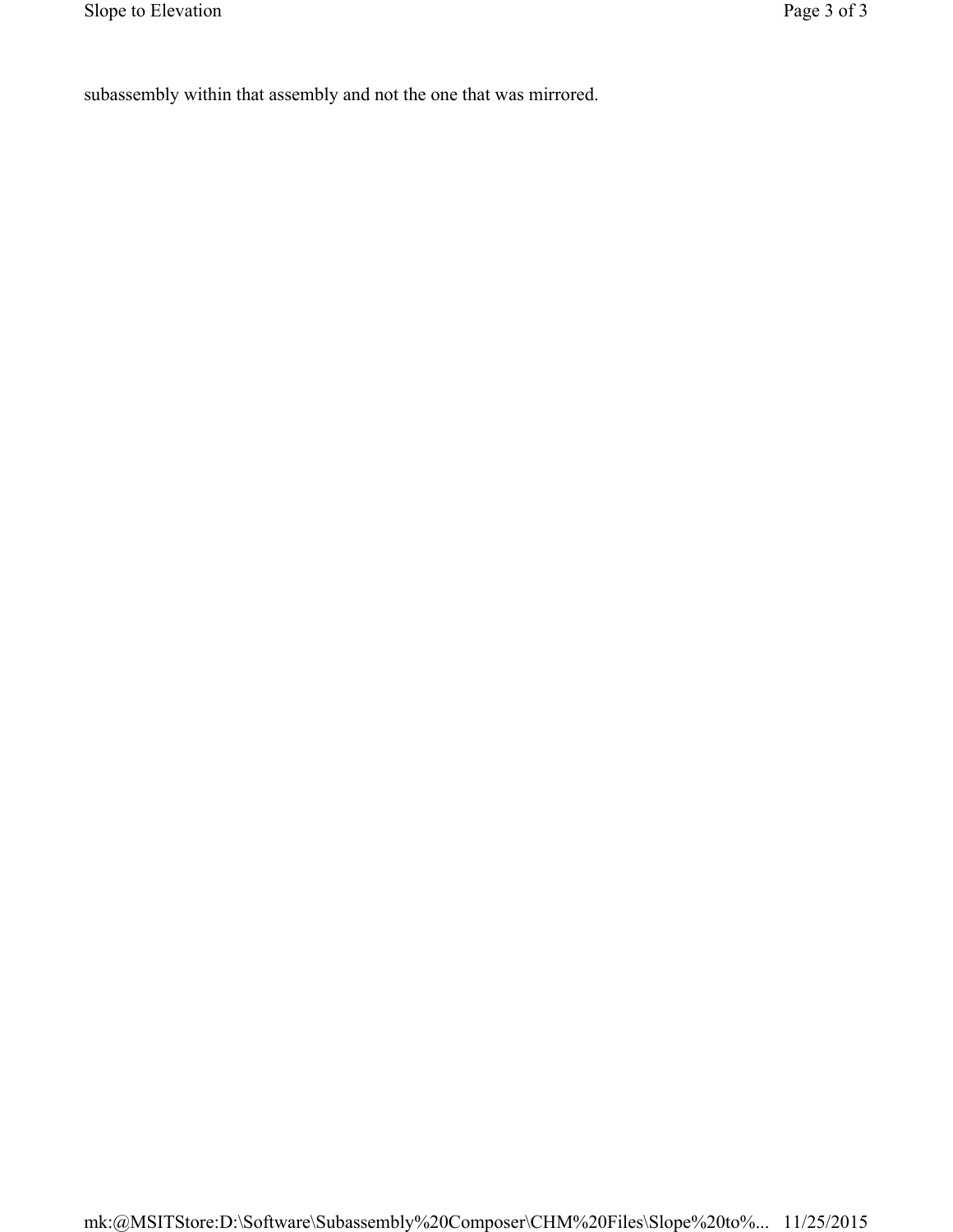subassembly within that assembly and not the one that was mirrored.